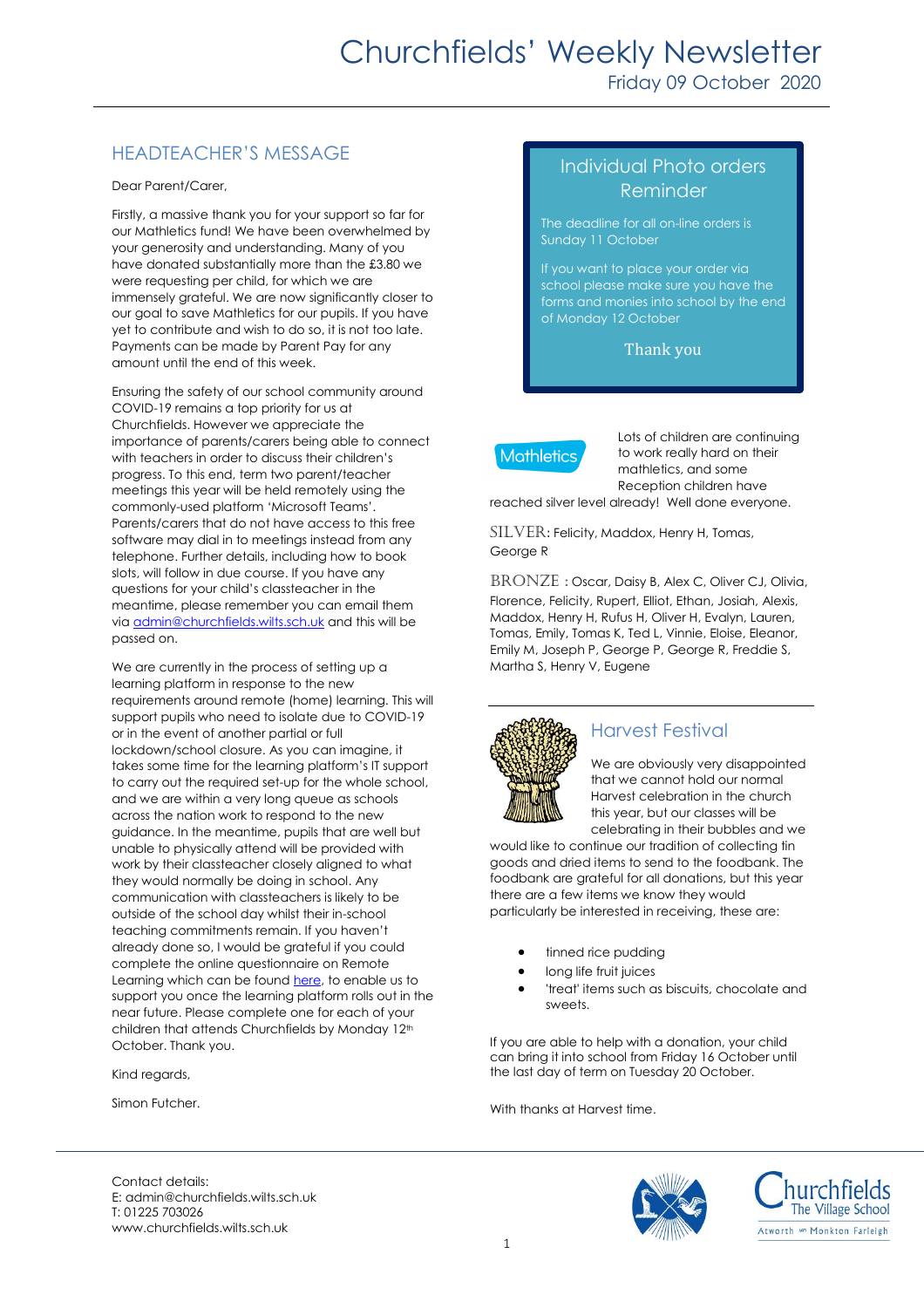# Churchfields' Weekly Newsletter

Friday 09 October 2020

## HEADTEACHER'S MESSAGE

Dear Parent/Carer,

Firstly, a massive thank you for your support so far for our Mathletics fund! We have been overwhelmed by your generosity and understanding. Many of you have donated substantially more than the £3.80 we were requesting per child, for which we are immensely grateful. We are now significantly closer to our goal to save Mathletics for our pupils. If you have yet to contribute and wish to do so, it is not too late. Payments can be made by Parent Pay for any amount until the end of this week.

Ensuring the safety of our school community around COVID-19 remains a top priority for us at Churchfields. However we appreciate the importance of parents/carers being able to connect with teachers in order to discuss their children's progress. To this end, term two parent/teacher meetings this year will be held remotely using the commonly-used platform 'Microsoft Teams'. Parents/carers that do not have access to this free software may dial in to meetings instead from any telephone. Further details, including how to book slots, will follow in due course. If you have any questions for your child's classteacher in the meantime, please remember you can email them via admin@churchfields.wilts.sch.uk and this will be passed on.

We are currently in the process of setting up a learning platform in response to the new requirements around remote (home) learning. This will support pupils who need to isolate due to COVID-19 or in the event of another partial or full lockdown/school closure. As you can imagine, it takes some time for the learning platform's IT support to carry out the required set-up for the whole school, and we are within a very long queue as schools across the nation work to respond to the new guidance. In the meantime, pupils that are well but unable to physically attend will be provided with work by their classteacher closely aligned to what they would normally be doing in school. Any communication with classteachers is likely to be outside of the school day whilst their in-school teaching commitments remain. If you haven't already done so, I would be grateful if you could complete the online questionnaire on Remote Learning which can be found here, to enable us to support you once the learning platform rolls out in the near future. Please complete one for each of your children that attends Churchfields by Monday 12th October. Thank you.

Kind regards,

Simon Futcher.

## Individual Photo orders Reminder

The deadline for all on-line orders is Sunday 11 October

If you want to place your order via school please make sure you have the forms and monies into school by the end of Monday 12 October

Thank you

## Mathletics

Lots of children are continuing to work really hard on their mathletics, and some Reception children have reached silver level already! Well done everyone.

SILVER: Felicity, Maddox, Henry H, Tomas, George R

BRONZE : Oscar, Daisy B, Alex C, Oliver CJ, Olivia, Florence, Felicity, Rupert, Elliot, Ethan, Josiah, Alexis, Maddox, Henry H, Rufus H, Oliver H, Evalyn, Lauren, Tomas, Emily, Tomas K, Ted L, Vinnie, Eloise, Eleanor, Emily M, Joseph P, George P, George R, Freddie S, Martha S, Henry V, Eugene

## Harvest Festival

We are obviously very disappointed that we cannot hold our normal Harvest celebration in the church this year, but our classes will be celebrating in their bubbles and we would like to continue our tradition of collecting tin goods and dried items to send to the foodbank. The foodbank are grateful for all donations, but this year there are a few items we know they would particularly be interested in receiving, these are:

- tinned rice pudding
- long life fruit juices
- 'treat' items such as biscuits, chocolate and sweets.

If you are able to help with a donation, your child can bring it into school from Friday 16 October until the last day of term on Tuesday 20 October.

With thanks at Harvest time.

Contact details:
E: admin@churchfields.wilts.sch.uk
T: 01225 703026
www.churchfields.wilts.sch.uk

Churchfields The Village School
Atworth Monkton Farleigh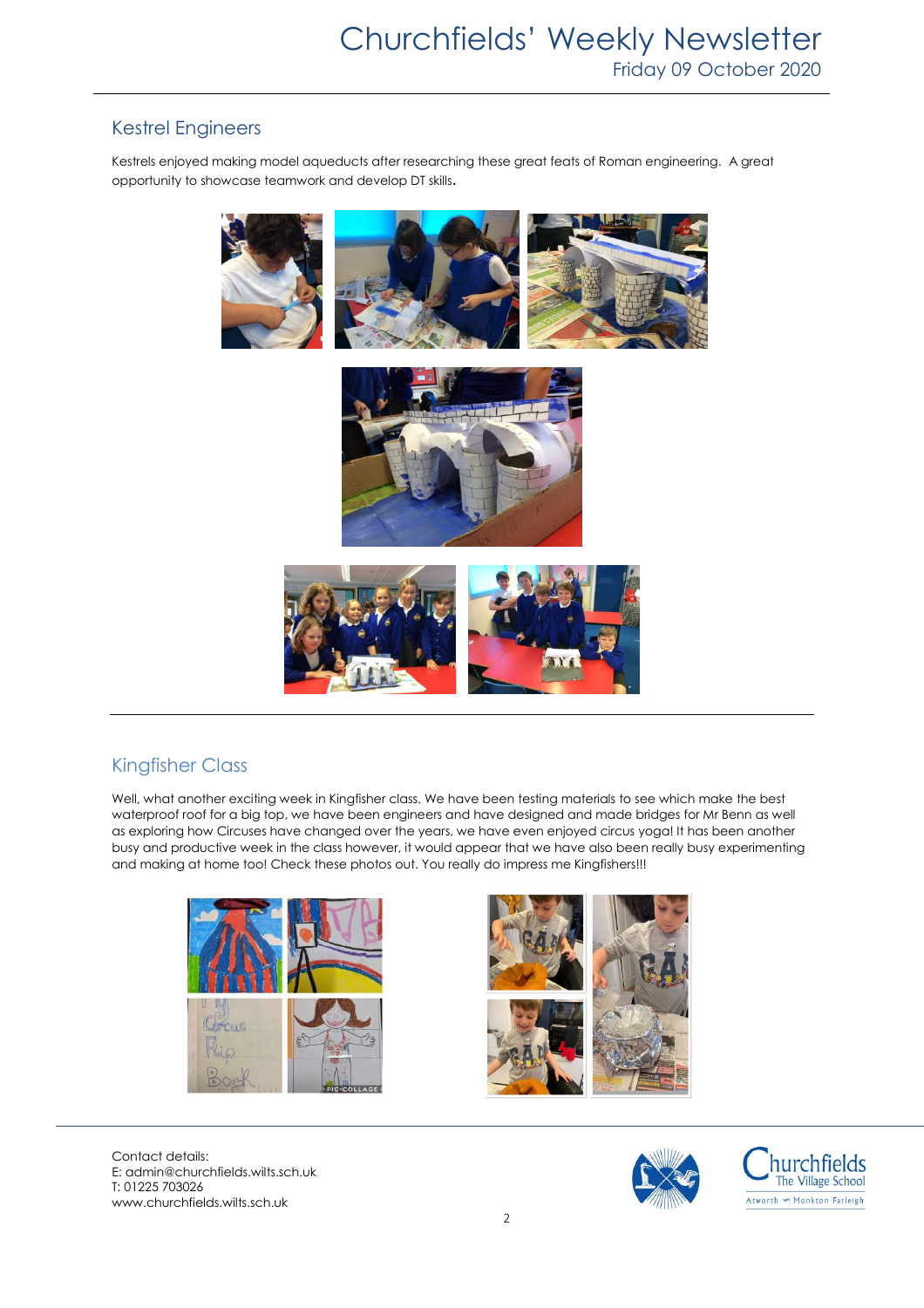## Kestrel Engineers

Kestrels enjoyed making model aqueducts after researching these great feats of Roman engineering. A great opportunity to showcase teamwork and develop DT skills.

## Kingfisher Class

Well, what another exciting week in Kingfisher class. We have been testing materials to see which make the best waterproof roof for a big top, we have been engineers and have designed and made bridges for Mr Benn as well as exploring how Circuses have changed over the years, we have even enjoyed circus yoga! It has been another busy and productive week in the class however, it would appear that we have also been really busy experimenting and making at home too! Check these photos out. You really do impress me Kingfishers!!!

Contact details:
E: admin@churchfields.wilts.sch.uk
T: 01225 703026
www.churchfields.wilts.sch.uk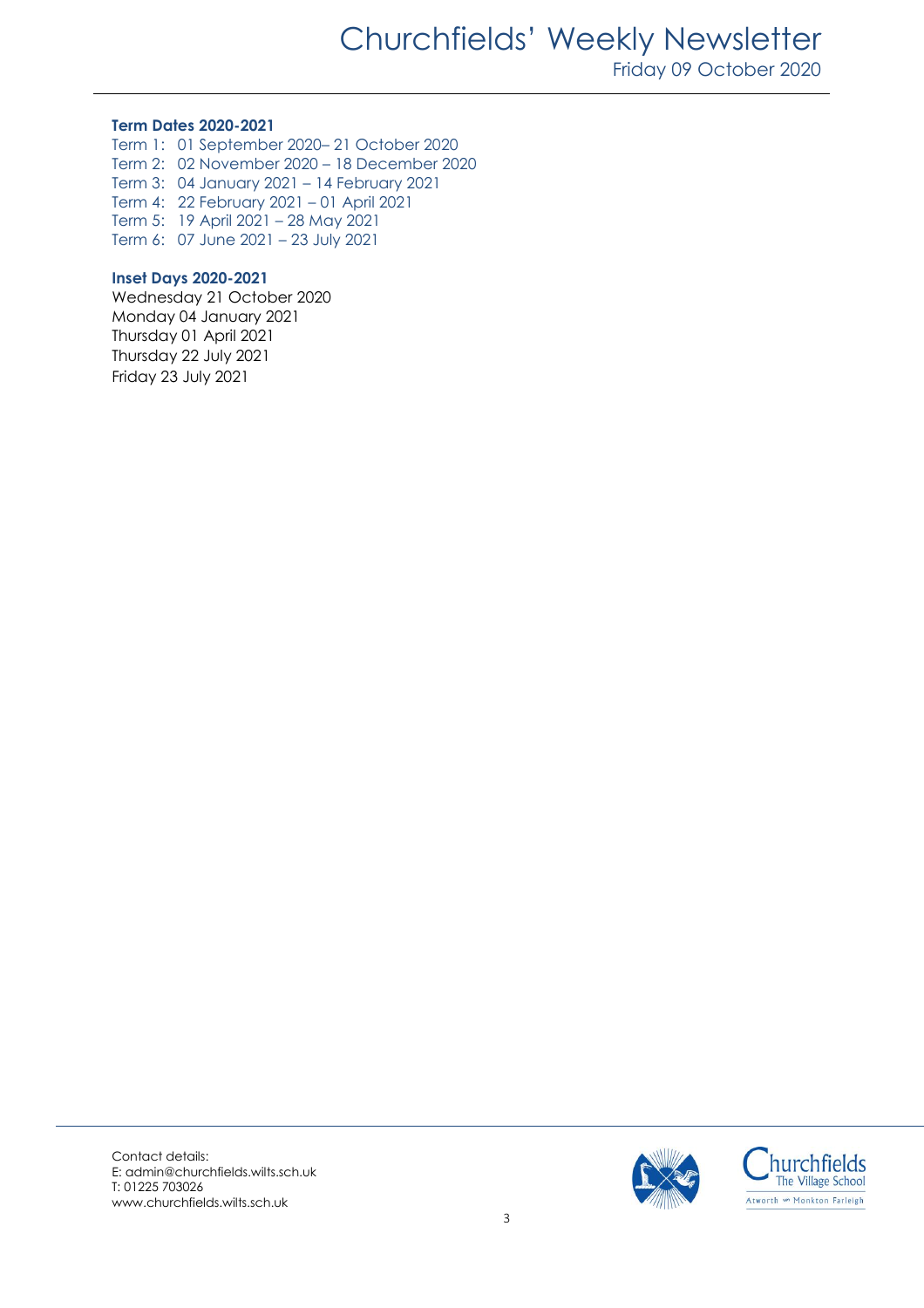**Term Dates 2020-2021**

Term 1: 01 September 2020– 21 October 2020
Term 2: 02 November 2020 – 18 December 2020
Term 3: 04 January 2021 – 14 February 2021
Term 4: 22 February 2021 – 01 April 2021
Term 5: 19 April 2021 – 28 May 2021
Term 6: 07 June 2021 – 23 July 2021

**Inset Days 2020-2021**

Wednesday 21 October 2020
Monday 04 January 2021
Thursday 01 April 2021
Thursday 22 July 2021
Friday 23 July 2021